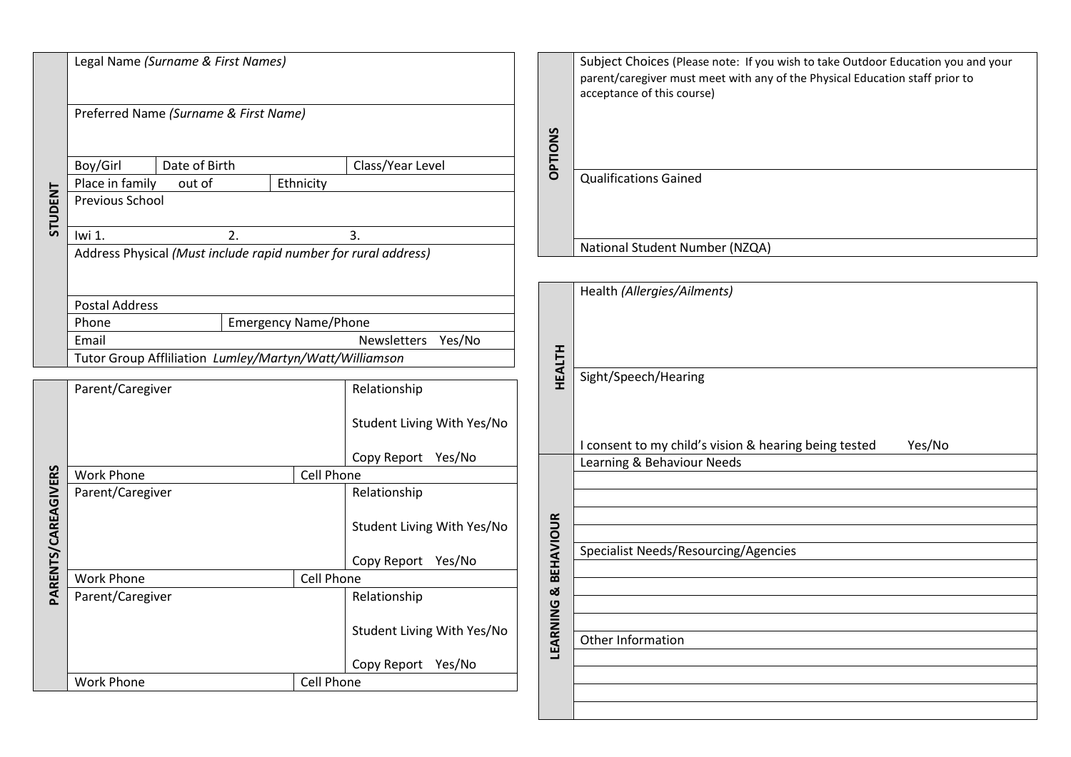## STUDENT

| | | | |
|---|---|---|---|
| Legal Name *(Surname & First Names)* | | | |
| Preferred Name *(Surname & First Name)* | | | |
| Boy/Girl | Date of Birth | | Class/Year Level |
| Place in family out of | | Ethnicity | |
| Previous School | | | |
| Iwi 1. | 2. | 3. | |
| Address Physical *(Must include rapid number for rural address)* | | | |
| Postal Address | | | |
| Phone | Emergency Name/Phone | | |
| Email | | Newsletters Yes/No | |
| Tutor Group Affliliation *Lumley/Martyn/Watt/Williamson* | | | |

## PARENTS/CAREAGIVERS

| | |
|---|---|
| Parent/Caregiver | Relationship<br><br>Student Living With Yes/No<br><br>Copy Report Yes/No |
| Work Phone | Cell Phone |
| Parent/Caregiver | Relationship<br><br>Student Living With Yes/No<br><br>Copy Report Yes/No |
| Work Phone | Cell Phone |
| Parent/Caregiver | Relationship<br><br>Student Living With Yes/No<br><br>Copy Report Yes/No |
| Work Phone | Cell Phone |

## OPTIONS

| |
|---|
| Subject Choices (Please note: If you wish to take Outdoor Education you and your parent/caregiver must meet with any of the Physical Education staff prior to acceptance of this course) |
| Qualifications Gained |
| National Student Number (NZQA) |

## HEALTH

| |
|---|
| Health *(Allergies/Ailments)* |
| Sight/Speech/Hearing<br><br>I consent to my child's vision & hearing being tested Yes/No |

## LEARNING & BEHAVIOUR

| |
|---|
| Learning & Behaviour Needs |
| |
| |
| |
| |
| Specialist Needs/Resourcing/Agencies |
| |
| |
| |
| |
| Other Information |
| |
| |
| |
| |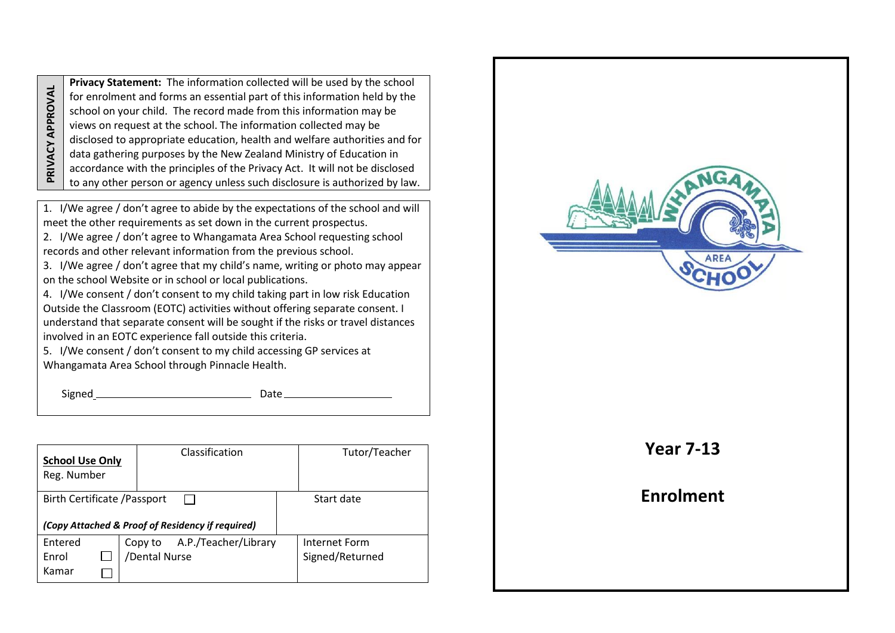**PRIVACY APPROVAL**

**Privacy Statement:** The information collected will be used by the school for enrolment and forms an essential part of this information held by the school on your child. The record made from this information may be views on request at the school. The information collected may be disclosed to appropriate education, health and welfare authorities and for data gathering purposes by the New Zealand Ministry of Education in accordance with the principles of the Privacy Act. It will not be disclosed to any other person or agency unless such disclosure is authorized by law.

1. I/We agree / don't agree to abide by the expectations of the school and will meet the other requirements as set down in the current prospectus.
2. I/We agree / don't agree to Whangamata Area School requesting school records and other relevant information from the previous school.
3. I/We agree / don't agree that my child's name, writing or photo may appear on the school Website or in school or local publications.
4. I/We consent / don't consent to my child taking part in low risk Education Outside the Classroom (EOTC) activities without offering separate consent. I understand that separate consent will be sought if the risks or travel distances involved in an EOTC experience fall outside this criteria.
5. I/We consent / don't consent to my child accessing GP services at Whangamata Area School through Pinnacle Health.

Signed\_\_\_\_\_\_\_\_\_\_\_\_\_\_\_\_\_\_\_\_\_\_\_\_\_\_ Date\_\_\_\_\_\_\_\_\_\_\_\_\_\_\_\_\_\_

| | | |
|---|---|---|
| **School Use Only** Reg. Number | Classification | Tutor/Teacher |
| Birth Certificate /Passport ☐ *(Copy Attached & Proof of Residency if required)* | | Start date |
| Entered Enrol ☐ Kamar ☐ | Copy to A.P./Teacher/Library /Dental Nurse | Internet Form Signed/Returned |

WHANGAMATA AREA SCHOOL

# Year 7-13

# Enrolment